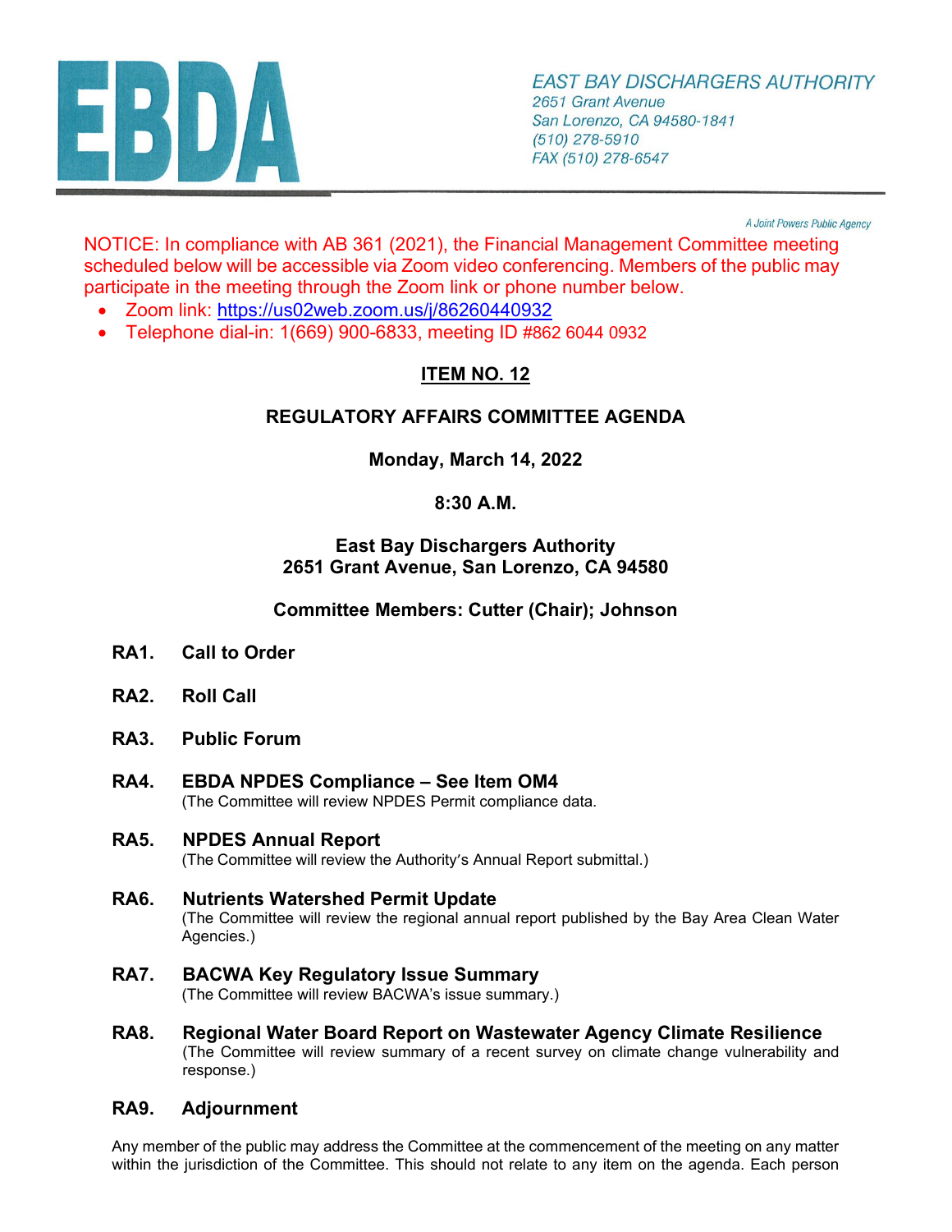# EBDA

*EAST BAY DISCHARGERS AUTHORITY*
*2651 Grant Avenue*
*San Lorenzo, CA 94580-1841*
*(510) 278-5910*
*FAX (510) 278-6547*

*A Joint Powers Public Agency*

NOTICE: In compliance with AB 361 (2021), the Financial Management Committee meeting scheduled below will be accessible via Zoom video conferencing. Members of the public may participate in the meeting through the Zoom link or phone number below.

- Zoom link: https://us02web.zoom.us/j/86260440932
- Telephone dial-in: 1(669) 900-6833, meeting ID #862 6044 0932

## ITEM NO. 12

## REGULATORY AFFAIRS COMMITTEE AGENDA

**Monday, March 14, 2022**

**8:30 A.M.**

**East Bay Dischargers Authority**
**2651 Grant Avenue, San Lorenzo, CA 94580**

**Committee Members: Cutter (Chair); Johnson**

**RA1. Call to Order**

**RA2. Roll Call**

**RA3. Public Forum**

**RA4. EBDA NPDES Compliance – See Item OM4**
(The Committee will review NPDES Permit compliance data.

**RA5. NPDES Annual Report**
(The Committee will review the Authority's Annual Report submittal.)

**RA6. Nutrients Watershed Permit Update**
(The Committee will review the regional annual report published by the Bay Area Clean Water Agencies.)

**RA7. BACWA Key Regulatory Issue Summary**
(The Committee will review BACWA's issue summary.)

**RA8. Regional Water Board Report on Wastewater Agency Climate Resilience**
(The Committee will review summary of a recent survey on climate change vulnerability and response.)

**RA9. Adjournment**

Any member of the public may address the Committee at the commencement of the meeting on any matter within the jurisdiction of the Committee. This should not relate to any item on the agenda. Each person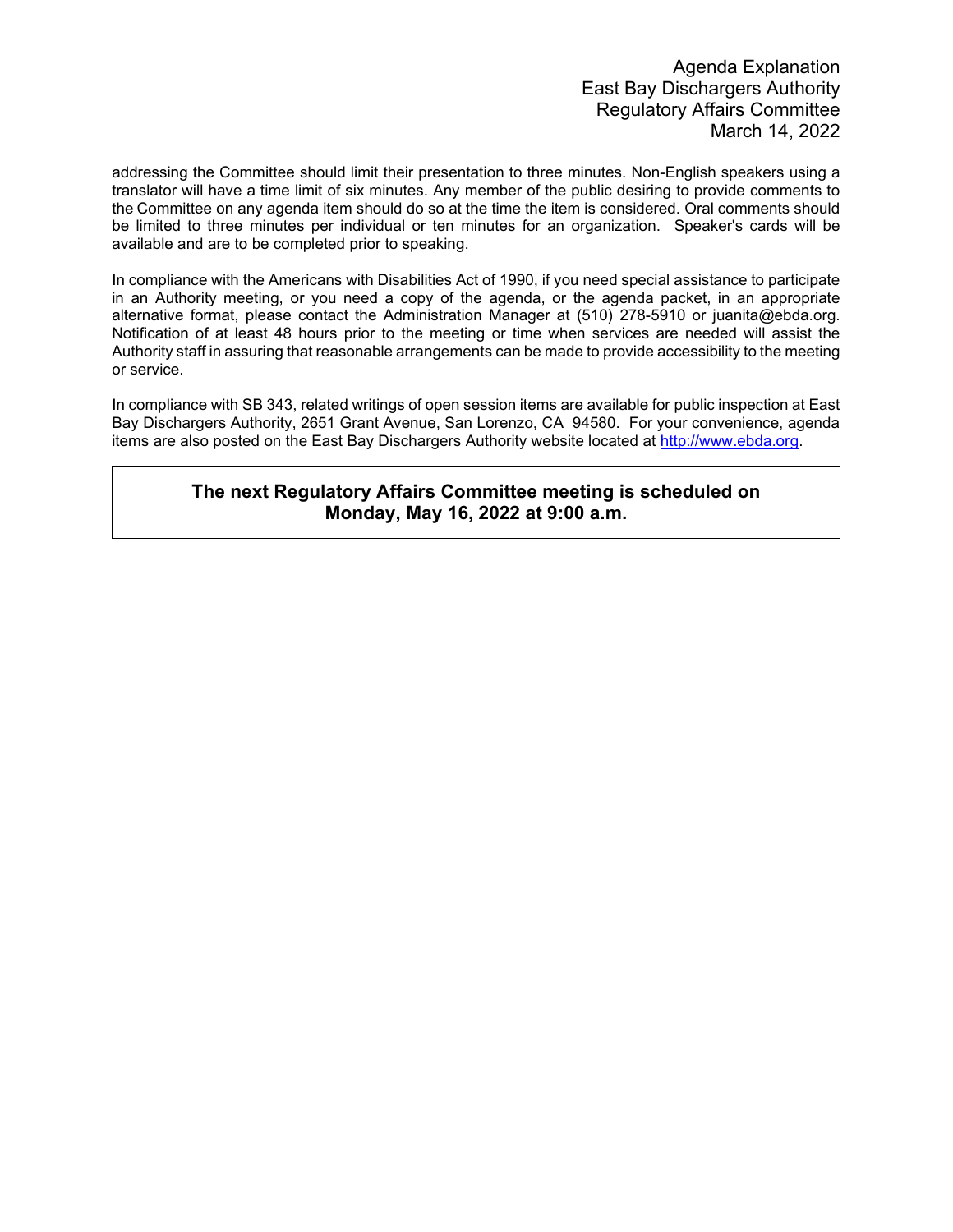addressing the Committee should limit their presentation to three minutes. Non-English speakers using a translator will have a time limit of six minutes. Any member of the public desiring to provide comments to the Committee on any agenda item should do so at the time the item is considered. Oral comments should be limited to three minutes per individual or ten minutes for an organization. Speaker's cards will be available and are to be completed prior to speaking.

In compliance with the Americans with Disabilities Act of 1990, if you need special assistance to participate in an Authority meeting, or you need a copy of the agenda, or the agenda packet, in an appropriate alternative format, please contact the Administration Manager at (510) 278-5910 or juanita@ebda.org. Notification of at least 48 hours prior to the meeting or time when services are needed will assist the Authority staff in assuring that reasonable arrangements can be made to provide accessibility to the meeting or service.

In compliance with SB 343, related writings of open session items are available for public inspection at East Bay Dischargers Authority, 2651 Grant Avenue, San Lorenzo, CA 94580. For your convenience, agenda items are also posted on the East Bay Dischargers Authority website located at [http://www.ebda.org](http://www.ebda.org).

**The next Regulatory Affairs Committee meeting is scheduled on Monday, May 16, 2022 at 9:00 a.m.**